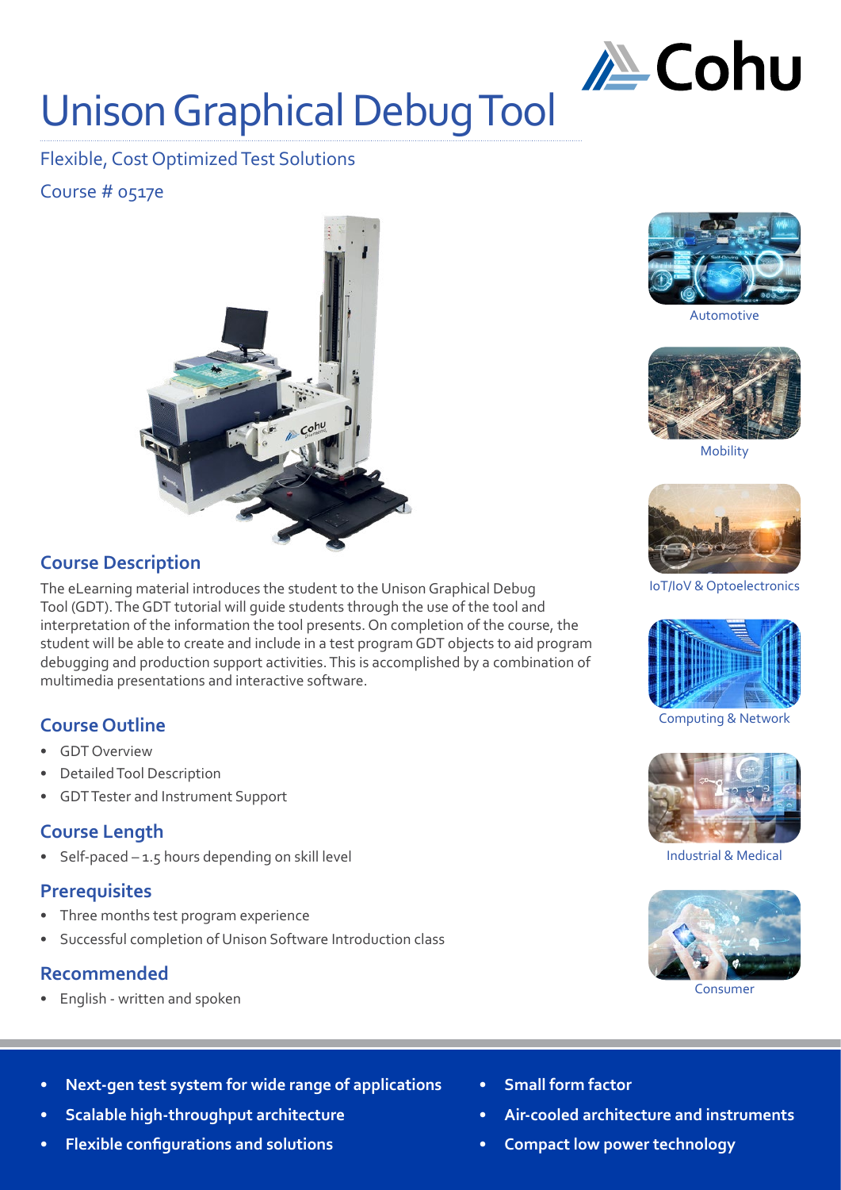# Unison Graphical Debug Tool

Flexible, Cost Optimized Test Solutions

Course # 0517e

Automotive

Mobility

IoT/IoV & Optoelectronics

Computing & Network

Industrial & Medical

Consumer

## Course Description

The eLearning material introduces the student to the Unison Graphical Debug Tool (GDT). The GDT tutorial will guide students through the use of the tool and interpretation of the information the tool presents. On completion of the course, the student will be able to create and include in a test program GDT objects to aid program debugging and production support activities. This is accomplished by a combination of multimedia presentations and interactive software.

## Course Outline

- GDT Overview
- Detailed Tool Description
- GDT Tester and Instrument Support

## Course Length

- Self-paced – 1.5 hours depending on skill level

## Prerequisites

- Three months test program experience
- Successful completion of Unison Software Introduction class

## Recommended

- English - written and spoken

- **Next-gen test system for wide range of applications**
- **Scalable high-throughput architecture**
- **Flexible configurations and solutions**
- **Small form factor**
- **Air-cooled architecture and instruments**
- **Compact low power technology**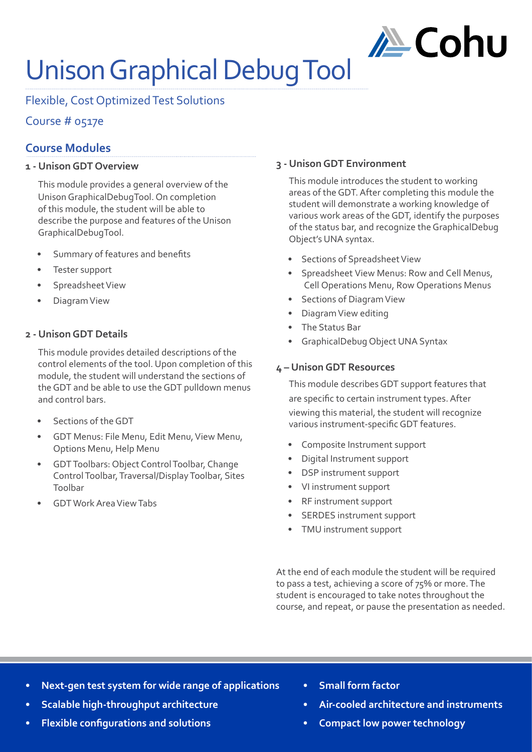# Unison Graphical Debug Tool

Flexible, Cost Optimized Test Solutions

Course # 0517e

## Course Modules

### 1 - Unison GDT Overview

This module provides a general overview of the Unison GraphicalDebugTool. On completion of this module, the student will be able to describe the purpose and features of the Unison GraphicalDebugTool.

- Summary of features and benefits
- Tester support
- Spreadsheet View
- Diagram View

### 2 - Unison GDT Details

This module provides detailed descriptions of the control elements of the tool. Upon completion of this module, the student will understand the sections of the GDT and be able to use the GDT pulldown menus and control bars.

- Sections of the GDT
- GDT Menus: File Menu, Edit Menu, View Menu, Options Menu, Help Menu
- GDT Toolbars: Object Control Toolbar, Change Control Toolbar, Traversal/Display Toolbar, Sites Toolbar
- GDT Work Area View Tabs

### 3 - Unison GDT Environment

This module introduces the student to working areas of the GDT. After completing this module the student will demonstrate a working knowledge of various work areas of the GDT, identify the purposes of the status bar, and recognize the GraphicalDebug Object's UNA syntax.

- Sections of Spreadsheet View
- Spreadsheet View Menus: Row and Cell Menus, Cell Operations Menu, Row Operations Menus
- Sections of Diagram View
- Diagram View editing
- The Status Bar
- GraphicalDebug Object UNA Syntax

### 4 – Unison GDT Resources

This module describes GDT support features that are specific to certain instrument types. After viewing this material, the student will recognize various instrument-specific GDT features.

- Composite Instrument support
- Digital Instrument support
- DSP instrument support
- VI instrument support
- RF instrument support
- SERDES instrument support
- TMU instrument support

At the end of each module the student will be required to pass a test, achieving a score of 75% or more. The student is encouraged to take notes throughout the course, and repeat, or pause the presentation as needed.

- **Next-gen test system for wide range of applications**
- **Scalable high-throughput architecture**
- **Flexible configurations and solutions**
- **Small form factor**
- **Air-cooled architecture and instruments**
- **Compact low power technology**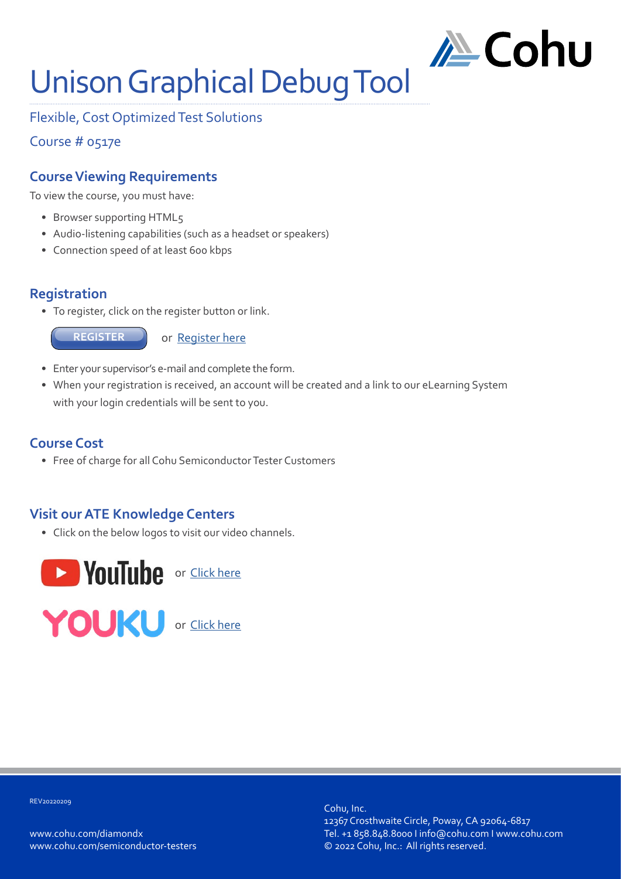# Unison Graphical Debug Tool

Flexible, Cost Optimized Test Solutions

Course # 0517e

## Course Viewing Requirements

To view the course, you must have:

- Browser supporting HTML5
- Audio-listening capabilities (such as a headset or speakers)
- Connection speed of at least 600 kbps

## Registration

- To register, click on the register button or link.

REGISTER or Register here

- Enter your supervisor's e-mail and complete the form.
- When your registration is received, an account will be created and a link to our eLearning System with your login credentials will be sent to you.

## Course Cost

- Free of charge for all Cohu Semiconductor Tester Customers

## Visit our ATE Knowledge Centers

- Click on the below logos to visit our video channels.

YouTube or Click here

YOUKU or Click here

REV20220209

www.cohu.com/diamondx
www.cohu.com/semiconductor-testers

Cohu, Inc.
12367 Crosthwaite Circle, Poway, CA 92064-6817
Tel. +1 858.848.8000 I info@cohu.com I www.cohu.com
© 2022 Cohu, Inc.: All rights reserved.